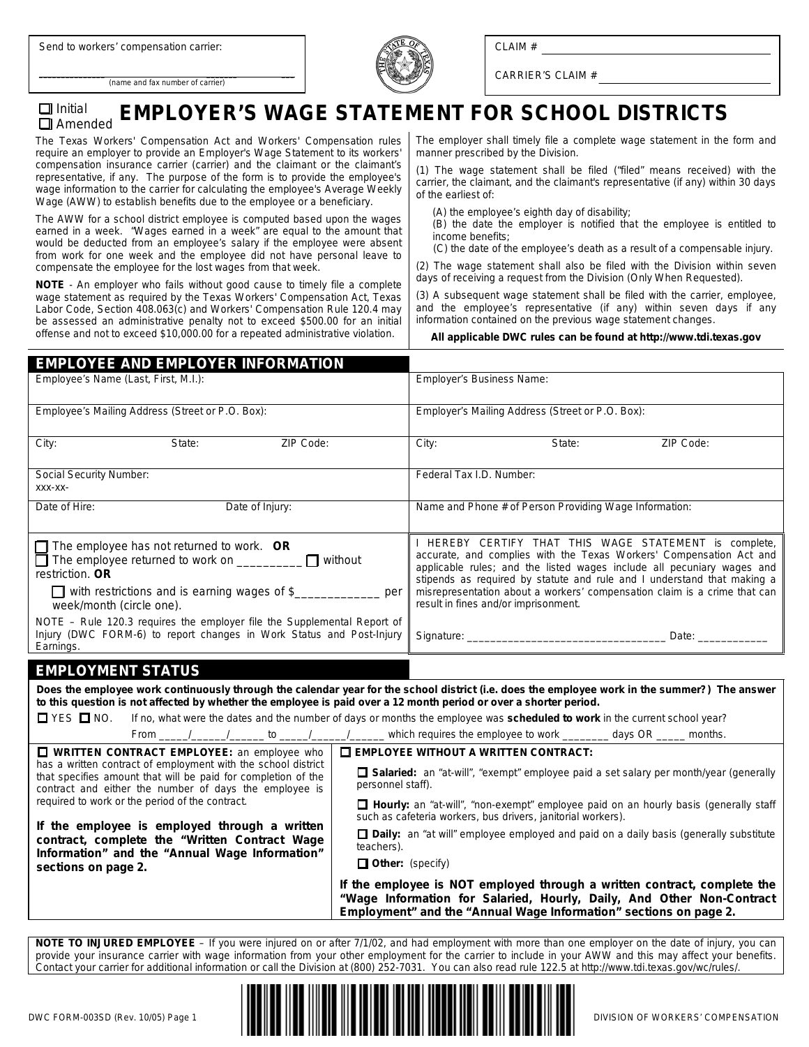Send to workers' compensation carrier:

_____________ ______ ___
(name and fax number of carrier)

CLAIM # ____________________

CARRIER'S CLAIM # ____________________

☐ Initial
☐ Amended

# EMPLOYER'S WAGE STATEMENT FOR SCHOOL DISTRICTS

The Texas Workers' Compensation Act and Workers' Compensation rules require an employer to provide an Employer's Wage Statement to its workers' compensation insurance carrier (carrier) and the claimant or the claimant's representative, if any. The purpose of the form is to provide the employee's wage information to the carrier for calculating the employee's Average Weekly Wage (AWW) to establish benefits due to the employee or a beneficiary.

The AWW for a school district employee is computed based upon the wages earned in a week. "Wages earned in a week" are equal to the amount that would be deducted from an employee's salary if the employee were absent from work for one week and the employee did not have personal leave to compensate the employee for the lost wages from that week.

**NOTE** - An employer who fails without good cause to timely file a complete wage statement as required by the Texas Workers' Compensation Act, Texas Labor Code, Section 408.063(c) and Workers' Compensation Rule 120.4 may be assessed an administrative penalty not to exceed $500.00 for an initial offense and not to exceed $10,000.00 for a repeated administrative violation.

The employer shall timely file a complete wage statement in the form and manner prescribed by the Division.

(1) The wage statement shall be filed ("filed" means received) with the carrier, the claimant, and the claimant's representative (if any) within 30 days of the earliest of:

(A) the employee's eighth day of disability;
(B) the date the employer is notified that the employee is entitled to income benefits;
(C) the date of the employee's death as a result of a compensable injury.

(2) The wage statement shall also be filed with the Division within seven days of receiving a request from the Division (Only When Requested).

(3) A subsequent wage statement shall be filed with the carrier, employee, and the employee's representative (if any) within seven days if any information contained on the previous wage statement changes.

**All applicable DWC rules can be found at http://www.tdi.texas.gov**

## EMPLOYEE AND EMPLOYER INFORMATION

| | |
|---|---|
| Employee's Name (Last, First, M.I.): | Employer's Business Name: |
| Employee's Mailing Address (Street or P.O. Box): | Employer's Mailing Address (Street or P.O. Box): |
| City: State: ZIP Code: | City: State: ZIP Code: |
| Social Security Number: xxx-xx- | Federal Tax I.D. Number: |
| Date of Hire: Date of Injury: | Name and Phone # of Person Providing Wage Information: |

☐ The employee has not returned to work. **OR**
☐ The employee returned to work on __________ ☐ without restriction. **OR**
☐ with restrictions and is earning wages of $_____________ per week/month (circle one).

NOTE – Rule 120.3 requires the employer file the Supplemental Report of Injury (DWC FORM-6) to report changes in Work Status and Post-Injury Earnings.

I HEREBY CERTIFY THAT THIS WAGE STATEMENT is complete, accurate, and complies with the Texas Workers' Compensation Act and applicable rules; and the listed wages include all pecuniary wages and stipends as required by statute and rule and I understand that making a misrepresentation about a workers' compensation claim is a crime that can result in fines and/or imprisonment.

Signature: ________________________________ Date: ____________

## EMPLOYMENT STATUS

**Does the employee work continuously through the calendar year for the school district (i.e. does the employee work in the summer?) The answer to this question is not affected by whether the employee is paid over a 12 month period or over a shorter period.**

☐ YES ☐ NO. If no, what were the dates and the number of days or months the employee was **scheduled to work** in the current school year?
From _____/______/______ to _____/______/______ which requires the employee to work ________ days OR _____ months.

☐ **WRITTEN CONTRACT EMPLOYEE:** an employee who has a written contract of employment with the school district that specifies amount that will be paid for completion of the contract and either the number of days the employee is required to work or the period of the contract.

**If the employee is employed through a written contract, complete the "Written Contract Wage Information" and the "Annual Wage Information" sections on page 2.**

☐ **EMPLOYEE WITHOUT A WRITTEN CONTRACT:**

☐ **Salaried:** an "at-will", "exempt" employee paid a set salary per month/year (generally personnel staff).

☐ **Hourly:** an "at-will", "non-exempt" employee paid on an hourly basis (generally staff such as cafeteria workers, bus drivers, janitorial workers).

☐ **Daily:** an "at will" employee employed and paid on a daily basis (generally substitute teachers).

☐ **Other:** (specify)

**If the employee is NOT employed through a written contract, complete the "Wage Information for Salaried, Hourly, Daily, And Other Non-Contract Employment" and the "Annual Wage Information" sections on page 2.**

**NOTE TO INJURED EMPLOYEE** – If you were injured on or after 7/1/02, and had employment with more than one employer on the date of injury, you can provide your insurance carrier with wage information from your other employment for the carrier to include in your AWW and this may affect your benefits. Contact your carrier for additional information or call the Division at (800) 252-7031. You can also read rule 122.5 at http://www.tdi.texas.gov/wc/rules/.

DWC FORM-003SD (Rev. 10/05) Page 1

DIVISION OF WORKERS' COMPENSATION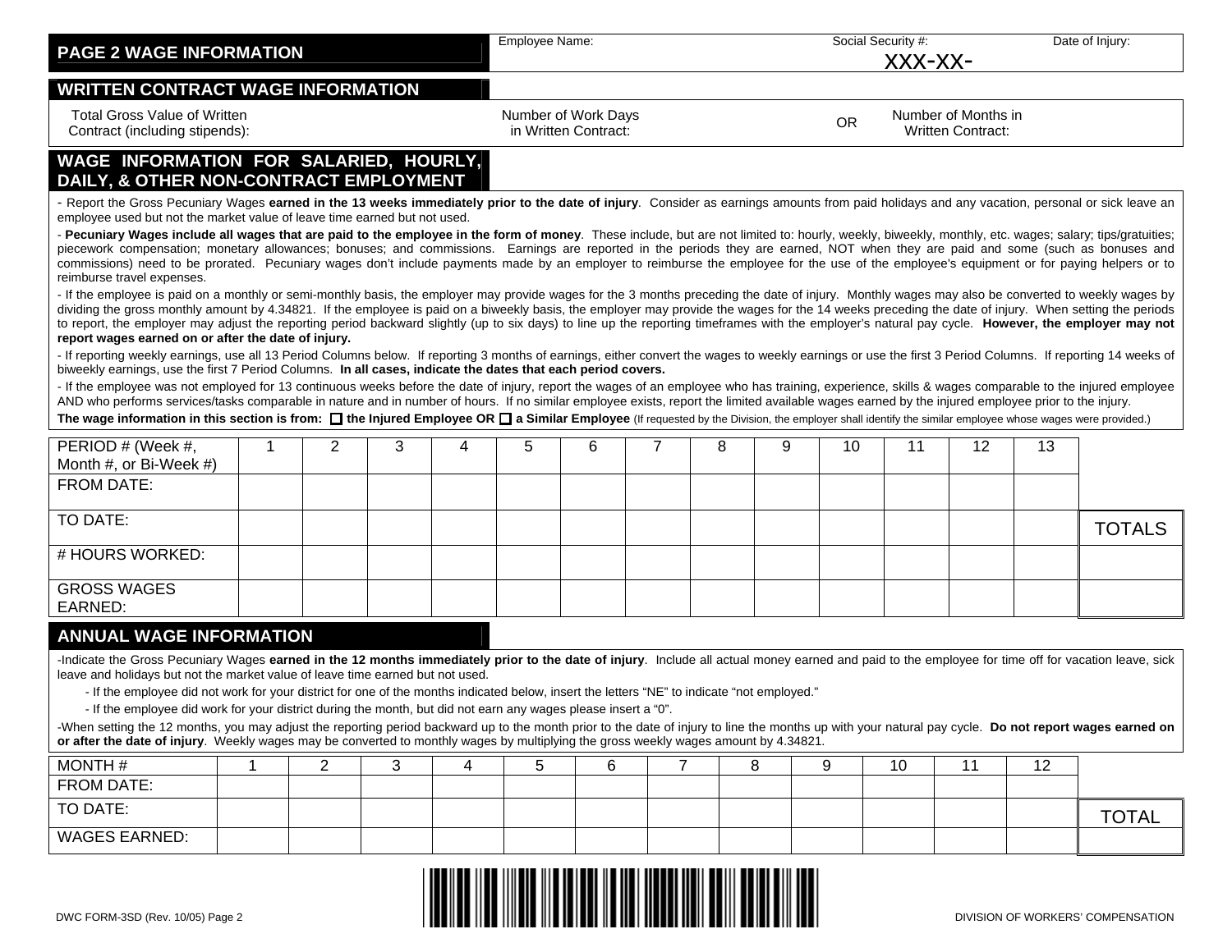## PAGE 2 WAGE INFORMATION

Employee Name:

Social Security #: XXX-XX-

Date of Injury:

## WRITTEN CONTRACT WAGE INFORMATION

Total Gross Value of Written Contract (including stipends):

Number of Work Days in Written Contract: OR Number of Months in Written Contract:

## WAGE INFORMATION FOR SALARIED, HOURLY, DAILY, & OTHER NON-CONTRACT EMPLOYMENT

- Report the Gross Pecuniary Wages **earned in the 13 weeks immediately prior to the date of injury**. Consider as earnings amounts from paid holidays and any vacation, personal or sick leave an employee used but not the market value of leave time earned but not used.
- **Pecuniary Wages include all wages that are paid to the employee in the form of money**. These include, but are not limited to: hourly, weekly, biweekly, monthly, etc. wages; salary; tips/gratuities; piecework compensation; monetary allowances; bonuses; and commissions. Earnings are reported in the periods they are earned, NOT when they are paid and some (such as bonuses and commissions) need to be prorated. Pecuniary wages don't include payments made by an employer to reimburse the employee for the use of the employee's equipment or for paying helpers or to reimburse travel expenses.
- If the employee is paid on a monthly or semi-monthly basis, the employer may provide wages for the 3 months preceding the date of injury. Monthly wages may also be converted to weekly wages by dividing the gross monthly amount by 4.34821. If the employee is paid on a biweekly basis, the employer may provide the wages for the 14 weeks preceding the date of injury. When setting the periods to report, the employer may adjust the reporting period backward slightly (up to six days) to line up the reporting timeframes with the employer's natural pay cycle. **However, the employer may not report wages earned on or after the date of injury.**
- If reporting weekly earnings, use all 13 Period Columns below. If reporting 3 months of earnings, either convert the wages to weekly earnings or use the first 3 Period Columns. If reporting 14 weeks of biweekly earnings, use the first 7 Period Columns. **In all cases, indicate the dates that each period covers.**
- If the employee was not employed for 13 continuous weeks before the date of injury, report the wages of an employee who has training, experience, skills & wages comparable to the injured employee AND who performs services/tasks comparable in nature and in number of hours. If no similar employee exists, report the limited available wages earned by the injured employee prior to the injury.

**The wage information in this section is from: ☐ the Injured Employee OR ☐ a Similar Employee** (If requested by the Division, the employer shall identify the similar employee whose wages were provided.)

| PERIOD # (Week #, Month #, or Bi-Week #) | 1 | 2 | 3 | 4 | 5 | 6 | 7 | 8 | 9 | 10 | 11 | 12 | 13 | |
|---|---|---|---|---|---|---|---|---|---|---|---|---|---|---|
| FROM DATE: | | | | | | | | | | | | | | |
| TO DATE: | | | | | | | | | | | | | | TOTALS |
| # HOURS WORKED: | | | | | | | | | | | | | | |
| GROSS WAGES EARNED: | | | | | | | | | | | | | | |

## ANNUAL WAGE INFORMATION

-Indicate the Gross Pecuniary Wages **earned in the 12 months immediately prior to the date of injury**. Include all actual money earned and paid to the employee for time off for vacation leave, sick leave and holidays but not the market value of leave time earned but not used.

- If the employee did not work for your district for one of the months indicated below, insert the letters "NE" to indicate "not employed."
- If the employee did work for your district during the month, but did not earn any wages please insert a "0".

-When setting the 12 months, you may adjust the reporting period backward up to the month prior to the date of injury to line the months up with your natural pay cycle. **Do not report wages earned on or after the date of injury**. Weekly wages may be converted to monthly wages by multiplying the gross weekly wages amount by 4.34821.

| MONTH # | 1 | 2 | 3 | 4 | 5 | 6 | 7 | 8 | 9 | 10 | 11 | 12 | |
|---|---|---|---|---|---|---|---|---|---|---|---|---|---|
| FROM DATE: | | | | | | | | | | | | | |
| TO DATE: | | | | | | | | | | | | | TOTAL |
| WAGES EARNED: | | | | | | | | | | | | | |

DWC FORM-3SD (Rev. 10/05) Page 2

DIVISION OF WORKERS' COMPENSATION